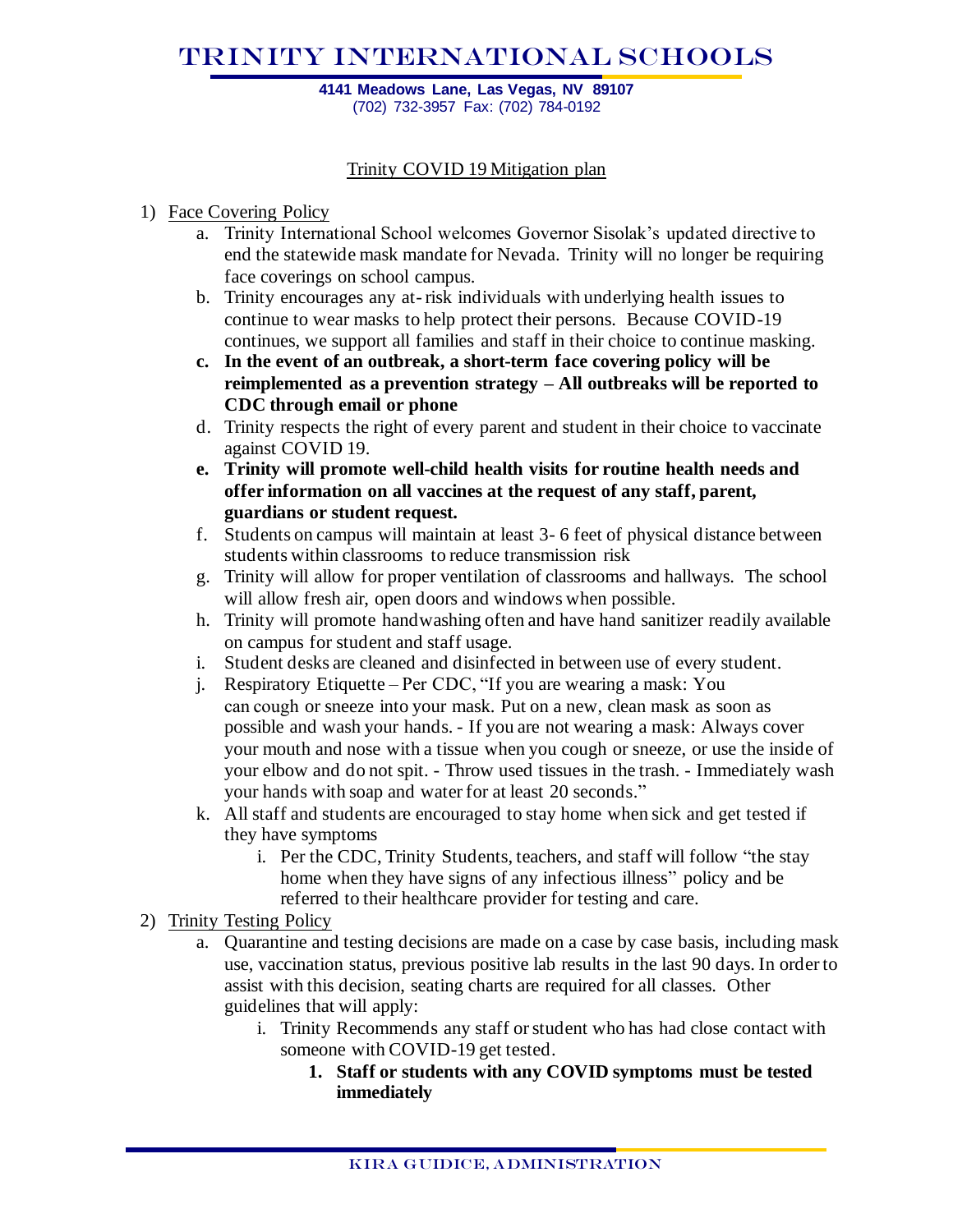# TRINITY INTERNATIONAL SCHOOLS

**4141 Meadows Lane, Las Vegas, NV 89107**
(702) 732-3957 Fax: (702) 784-0192

## Trinity COVID 19 Mitigation plan

1) Face Covering Policy
   a. Trinity International School welcomes Governor Sisolak's updated directive to end the statewide mask mandate for Nevada. Trinity will no longer be requiring face coverings on school campus.
   b. Trinity encourages any at- risk individuals with underlying health issues to continue to wear masks to help protect their persons. Because COVID-19 continues, we support all families and staff in their choice to continue masking.
   c. **In the event of an outbreak, a short-term face covering policy will be reimplemented as a prevention strategy – All outbreaks will be reported to CDC through email or phone**
   d. Trinity respects the right of every parent and student in their choice to vaccinate against COVID 19.
   e. **Trinity will promote well-child health visits for routine health needs and offer information on all vaccines at the request of any staff, parent, guardians or student request.**
   f. Students on campus will maintain at least 3- 6 feet of physical distance between students within classrooms to reduce transmission risk
   g. Trinity will allow for proper ventilation of classrooms and hallways. The school will allow fresh air, open doors and windows when possible.
   h. Trinity will promote handwashing often and have hand sanitizer readily available on campus for student and staff usage.
   i. Student desks are cleaned and disinfected in between use of every student.
   j. Respiratory Etiquette – Per CDC, "If you are wearing a mask: You can cough or sneeze into your mask. Put on a new, clean mask as soon as possible and wash your hands. - If you are not wearing a mask: Always cover your mouth and nose with a tissue when you cough or sneeze, or use the inside of your elbow and do not spit. - Throw used tissues in the trash. - Immediately wash your hands with soap and water for at least 20 seconds."
   k. All staff and students are encouraged to stay home when sick and get tested if they have symptoms
      i. Per the CDC, Trinity Students, teachers, and staff will follow "the stay home when they have signs of any infectious illness" policy and be referred to their healthcare provider for testing and care.
2) Trinity Testing Policy
   a. Quarantine and testing decisions are made on a case by case basis, including mask use, vaccination status, previous positive lab results in the last 90 days. In order to assist with this decision, seating charts are required for all classes. Other guidelines that will apply:
      i. Trinity Recommends any staff or student who has had close contact with someone with COVID-19 get tested.
         1. **Staff or students with any COVID symptoms must be tested immediately**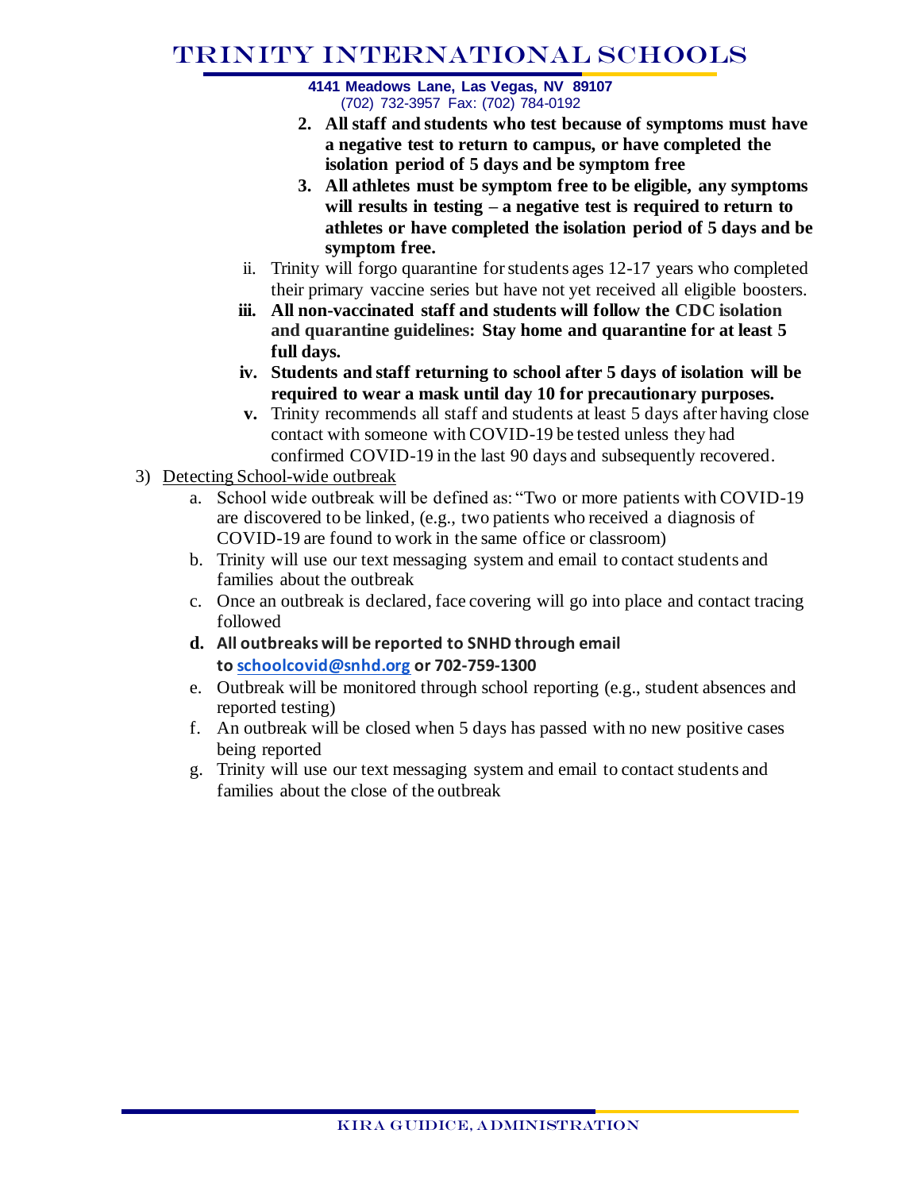2. **All staff and students who test because of symptoms must have a negative test to return to campus, or have completed the isolation period of 5 days and be symptom free**
3. **All athletes must be symptom free to be eligible, any symptoms will results in testing – a negative test is required to return to athletes or have completed the isolation period of 5 days and be symptom free.**

ii. Trinity will forgo quarantine for students ages 12-17 years who completed their primary vaccine series but have not yet received all eligible boosters.

**iii. All non-vaccinated staff and students will follow the CDC isolation and quarantine guidelines: Stay home and quarantine for at least 5 full days.**

**iv. Students and staff returning to school after 5 days of isolation will be required to wear a mask until day 10 for precautionary purposes.**

**v.** Trinity recommends all staff and students at least 5 days after having close contact with someone with COVID-19 be tested unless they had confirmed COVID-19 in the last 90 days and subsequently recovered.

3) Detecting School-wide outbreak

a. School wide outbreak will be defined as: "Two or more patients with COVID-19 are discovered to be linked, (e.g., two patients who received a diagnosis of COVID-19 are found to work in the same office or classroom)

b. Trinity will use our text messaging system and email to contact students and families about the outbreak

c. Once an outbreak is declared, face covering will go into place and contact tracing followed

**d. All outbreaks will be reported to SNHD through email to schoolcovid@snhd.org or 702-759-1300**

e. Outbreak will be monitored through school reporting (e.g., student absences and reported testing)

f. An outbreak will be closed when 5 days has passed with no new positive cases being reported

g. Trinity will use our text messaging system and email to contact students and families about the close of the outbreak